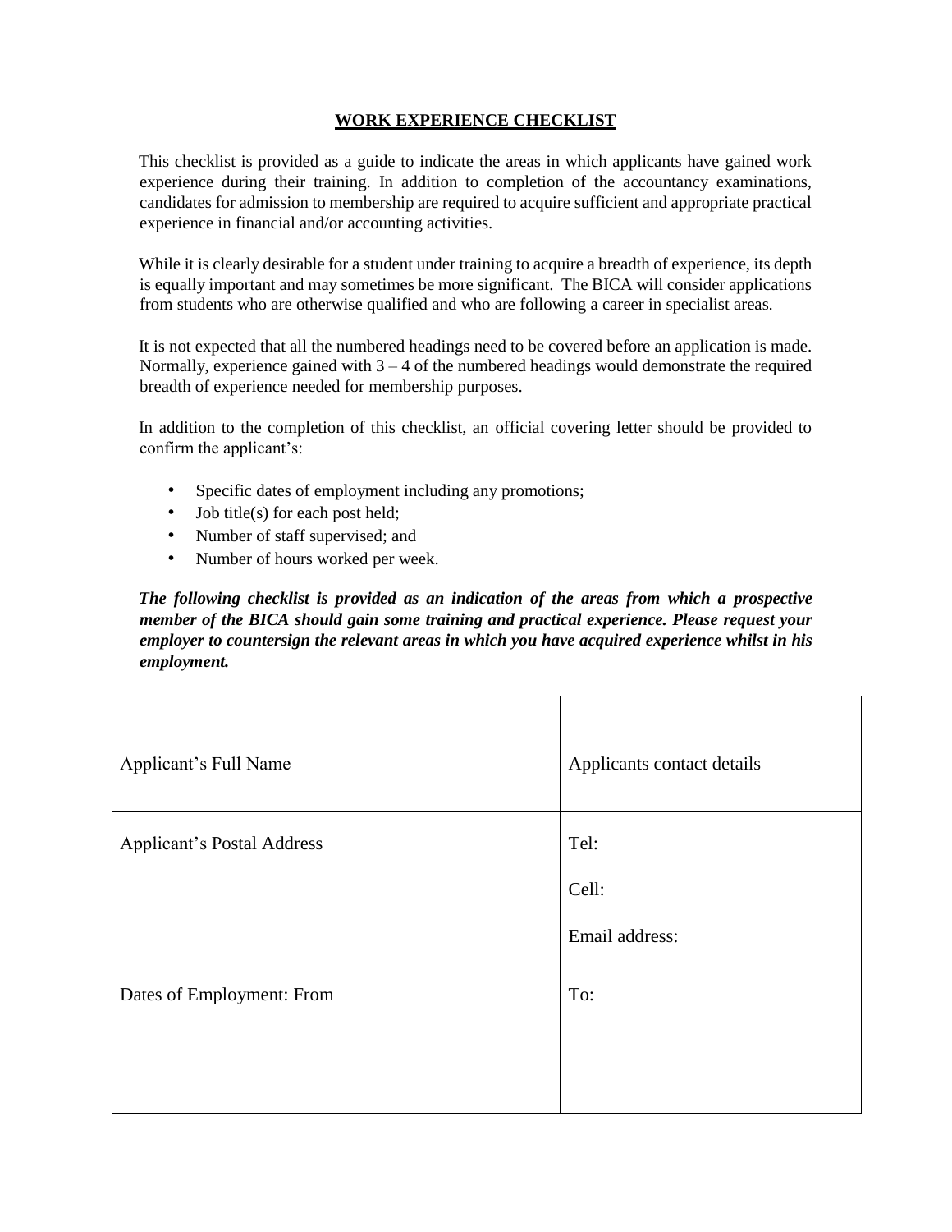# WORK EXPERIENCE CHECKLIST

This checklist is provided as a guide to indicate the areas in which applicants have gained work experience during their training. In addition to completion of the accountancy examinations, candidates for admission to membership are required to acquire sufficient and appropriate practical experience in financial and/or accounting activities.

While it is clearly desirable for a student under training to acquire a breadth of experience, its depth is equally important and may sometimes be more significant. The BICA will consider applications from students who are otherwise qualified and who are following a career in specialist areas.

It is not expected that all the numbered headings need to be covered before an application is made. Normally, experience gained with 3 – 4 of the numbered headings would demonstrate the required breadth of experience needed for membership purposes.

In addition to the completion of this checklist, an official covering letter should be provided to confirm the applicant's:

- Specific dates of employment including any promotions;
- Job title(s) for each post held;
- Number of staff supervised; and
- Number of hours worked per week.

***The following checklist is provided as an indication of the areas from which a prospective member of the BICA should gain some training and practical experience. Please request your employer to countersign the relevant areas in which you have acquired experience whilst in his employment.***

| Applicant's Full Name | Applicants contact details |
|---|---|
| Applicant's Postal Address | Tel:<br><br>Cell:<br><br>Email address: |
| Dates of Employment: From | To: |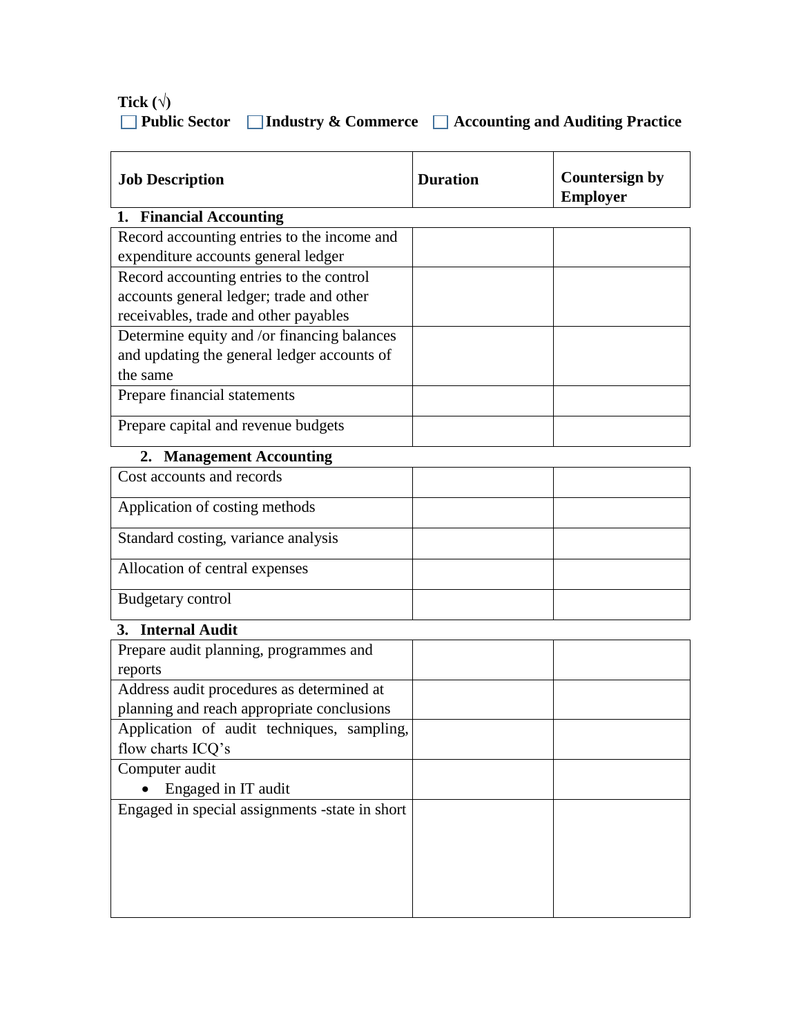**Tick (√)**

☐ **Public Sector** ☐ **Industry & Commerce** ☐ **Accounting and Auditing Practice**

| **Job Description** | **Duration** | **Countersign by Employer** |
|---|---|---|
| **1. Financial Accounting** | | |
| Record accounting entries to the income and expenditure accounts general ledger | | |
| Record accounting entries to the control accounts general ledger; trade and other receivables, trade and other payables | | |
| Determine equity and /or financing balances and updating the general ledger accounts of the same | | |
| Prepare financial statements | | |
| Prepare capital and revenue budgets | | |
| **2. Management Accounting** | | |
| Cost accounts and records | | |
| Application of costing methods | | |
| Standard costing, variance analysis | | |
| Allocation of central expenses | | |
| Budgetary control | | |
| **3. Internal Audit** | | |
| Prepare audit planning, programmes and reports | | |
| Address audit procedures as determined at planning and reach appropriate conclusions | | |
| Application of audit techniques, sampling, flow charts ICQ's | | |
| Computer audit<br>• Engaged in IT audit | | |
| Engaged in special assignments -state in short | | |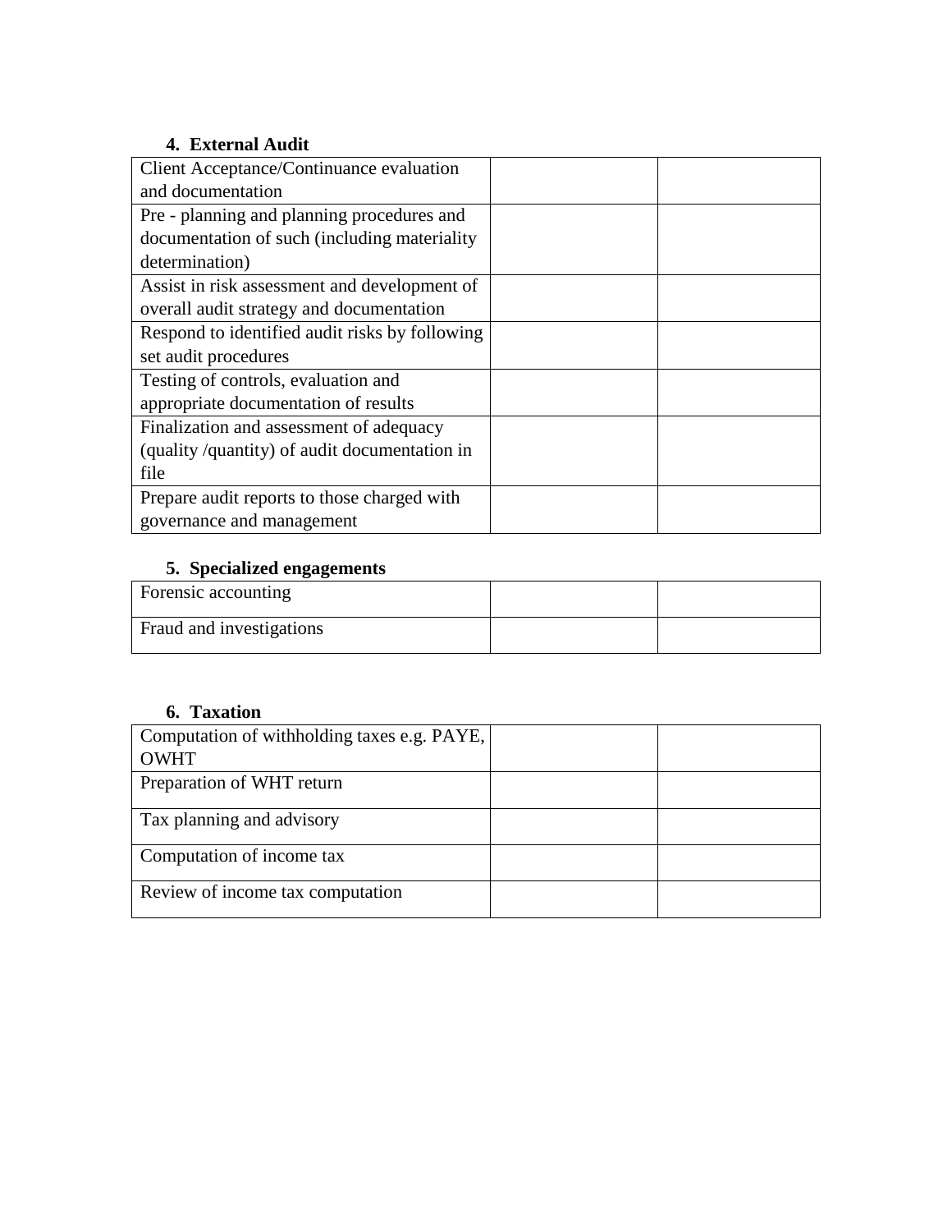4. **External Audit**

| | | |
|---|---|---|
| Client Acceptance/Continuance evaluation and documentation | | |
| Pre - planning and planning procedures and documentation of such (including materiality determination) | | |
| Assist in risk assessment and development of overall audit strategy and documentation | | |
| Respond to identified audit risks by following set audit procedures | | |
| Testing of controls, evaluation and appropriate documentation of results | | |
| Finalization and assessment of adequacy (quality /quantity) of audit documentation in file | | |
| Prepare audit reports to those charged with governance and management | | |

5. **Specialized engagements**

| | | |
|---|---|---|
| Forensic accounting | | |
| Fraud and investigations | | |

6. **Taxation**

| | | |
|---|---|---|
| Computation of withholding taxes e.g. PAYE, OWHT | | |
| Preparation of WHT return | | |
| Tax planning and advisory | | |
| Computation of income tax | | |
| Review of income tax computation | | |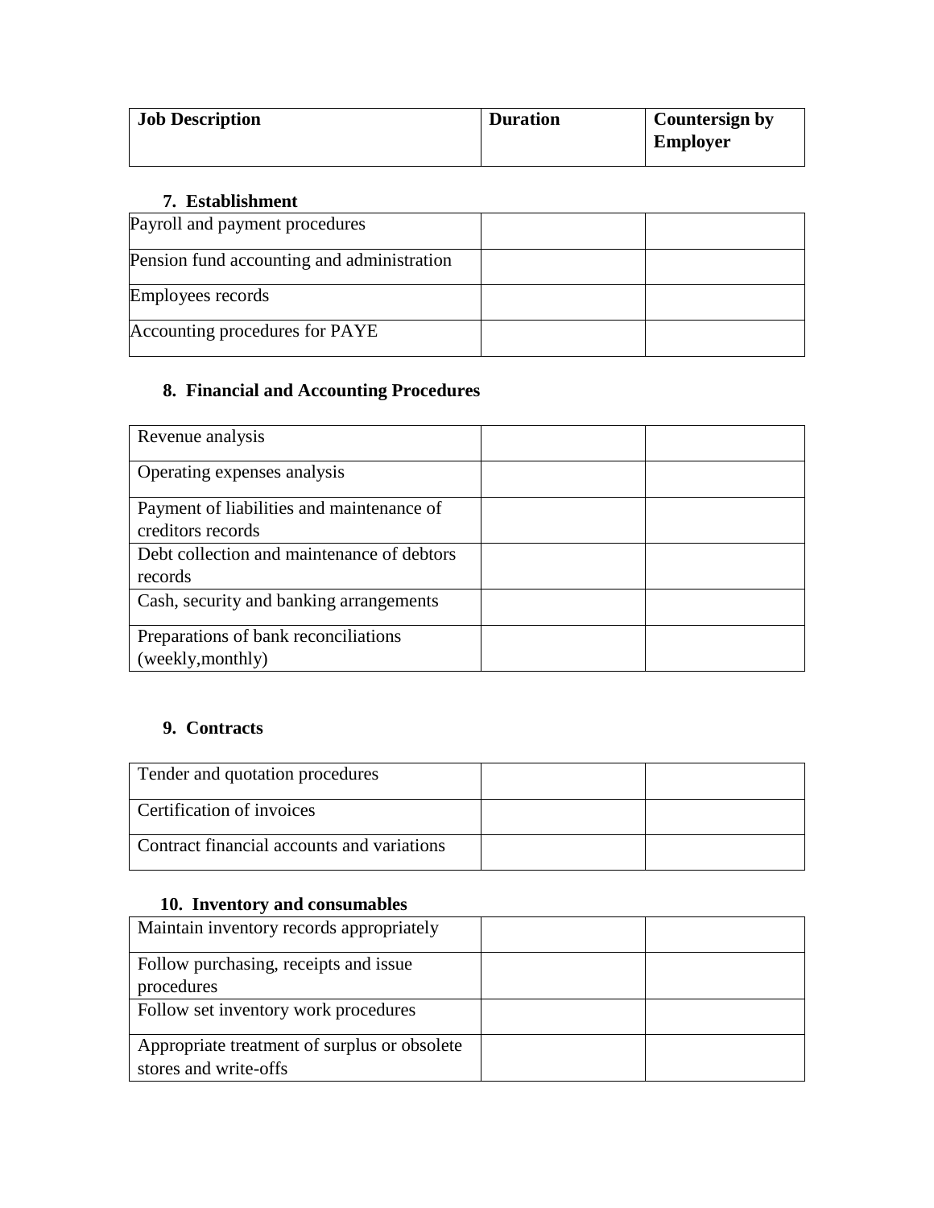| Job Description | Duration | Countersign by Employer |
|---|---|---|

**7. Establishment**

| | | |
|---|---|---|
| Payroll and payment procedures | | |
| Pension fund accounting and administration | | |
| Employees records | | |
| Accounting procedures for PAYE | | |

**8. Financial and Accounting Procedures**

| | | |
|---|---|---|
| Revenue analysis | | |
| Operating expenses analysis | | |
| Payment of liabilities and maintenance of creditors records | | |
| Debt collection and maintenance of debtors records | | |
| Cash, security and banking arrangements | | |
| Preparations of bank reconciliations (weekly,monthly) | | |

**9. Contracts**

| | | |
|---|---|---|
| Tender and quotation procedures | | |
| Certification of invoices | | |
| Contract financial accounts and variations | | |

**10. Inventory and consumables**

| | | |
|---|---|---|
| Maintain inventory records appropriately | | |
| Follow purchasing, receipts and issue procedures | | |
| Follow set inventory work procedures | | |
| Appropriate treatment of surplus or obsolete stores and write-offs | | |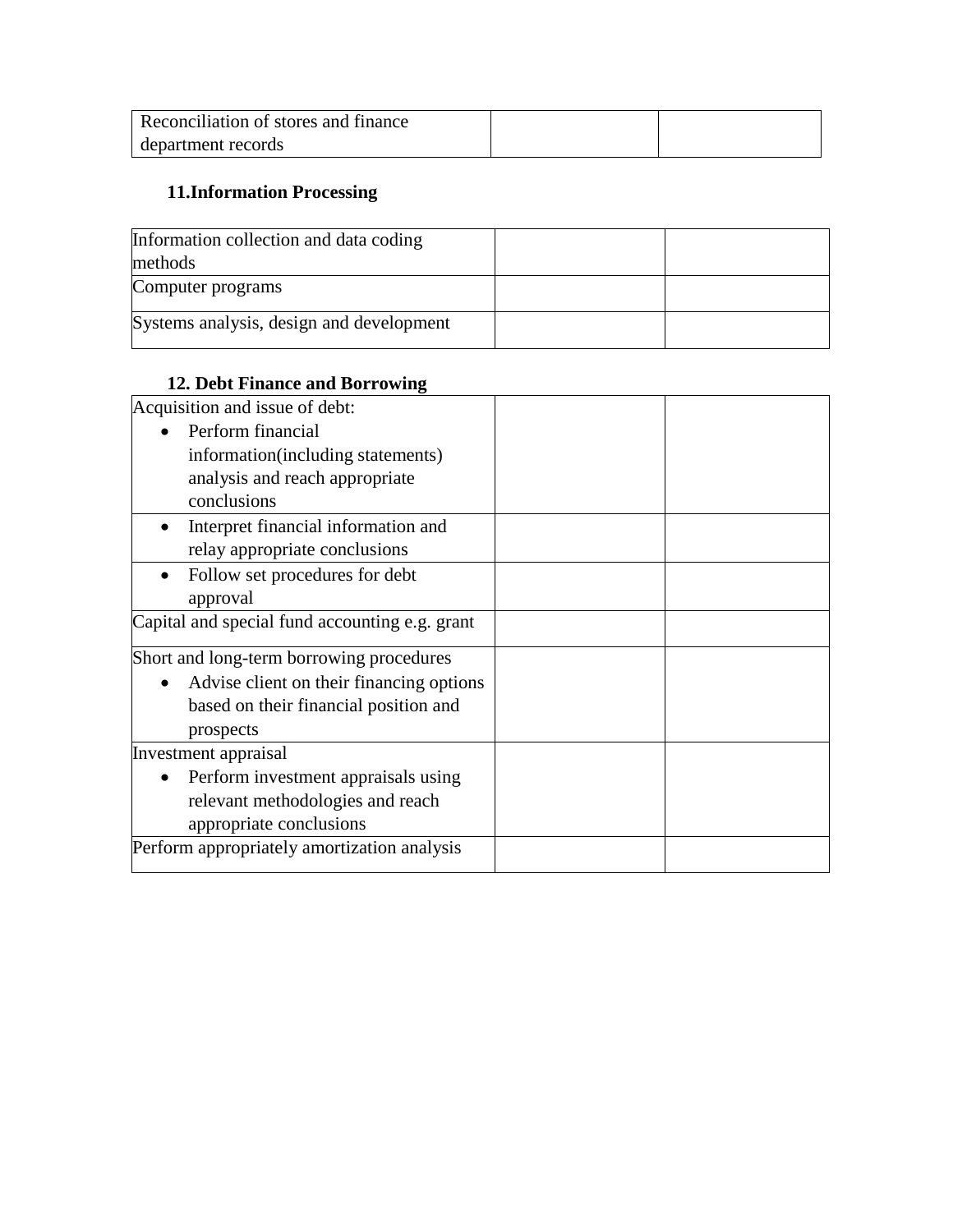| | | |
|---|---|---|
| Reconciliation of stores and finance department records | | |

**11.Information Processing**

| | | |
|---|---|---|
| Information collection and data coding methods | | |
| Computer programs | | |
| Systems analysis, design and development | | |

**12. Debt Finance and Borrowing**

| | | |
|---|---|---|
| Acquisition and issue of debt:<br>• Perform financial information(including statements) analysis and reach appropriate conclusions | | |
| • Interpret financial information and relay appropriate conclusions | | |
| • Follow set procedures for debt approval | | |
| Capital and special fund accounting e.g. grant | | |
| Short and long-term borrowing procedures<br>• Advise client on their financing options based on their financial position and prospects | | |
| Investment appraisal<br>• Perform investment appraisals using relevant methodologies and reach appropriate conclusions | | |
| Perform appropriately amortization analysis | | |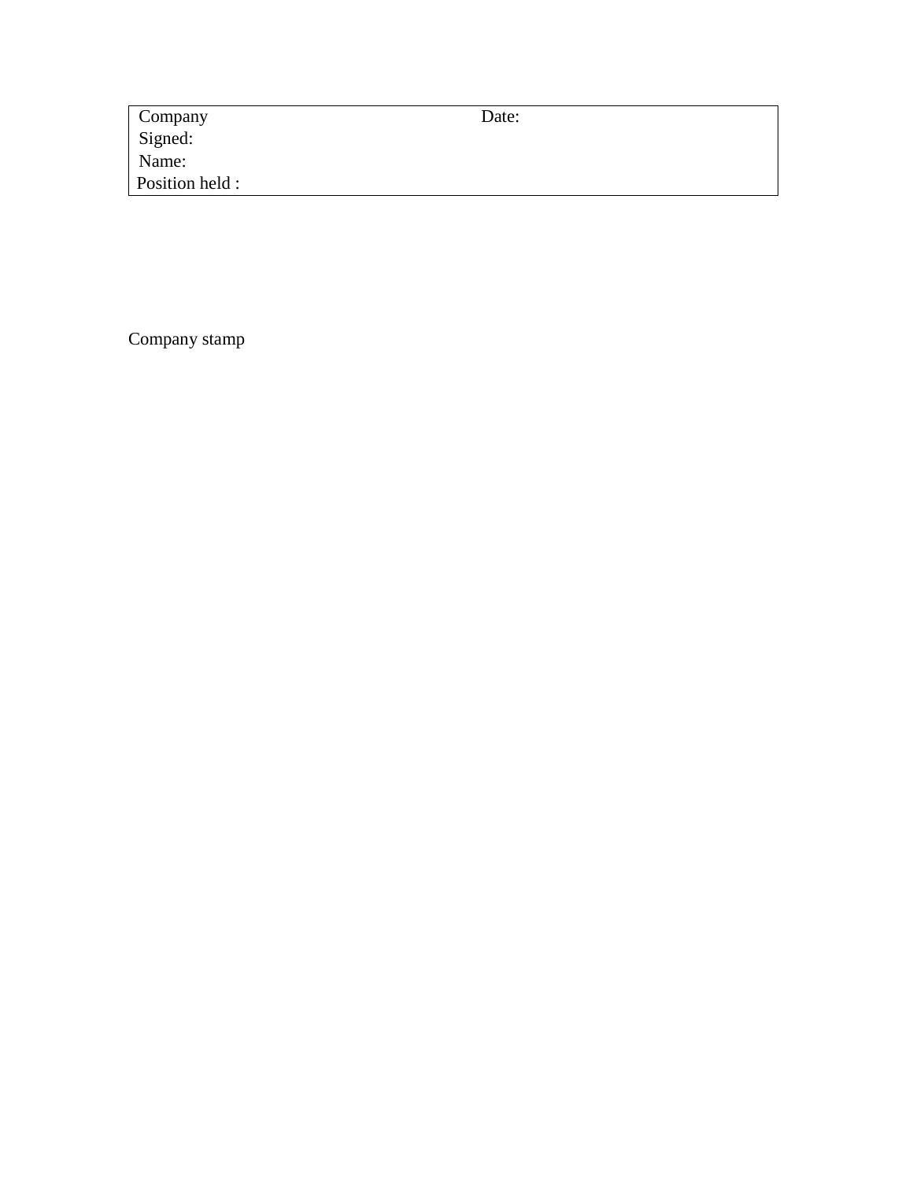| | |
|---|---|
| Company | Date: |
| Signed: | |
| Name: | |
| Position held : | |

Company stamp